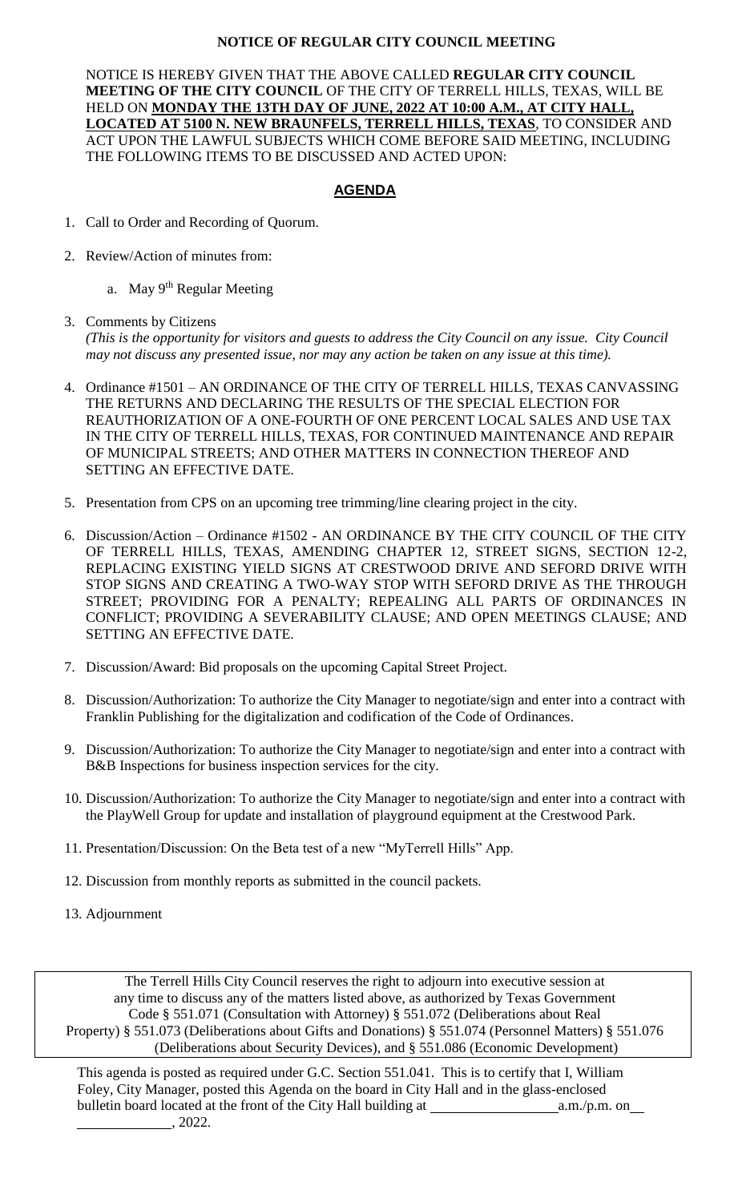**NOTICE OF REGULAR CITY COUNCIL MEETING**

NOTICE IS HEREBY GIVEN THAT THE ABOVE CALLED **REGULAR CITY COUNCIL MEETING OF THE CITY COUNCIL** OF THE CITY OF TERRELL HILLS, TEXAS, WILL BE HELD ON **MONDAY THE 13TH DAY OF JUNE, 2022 AT 10:00 A.M., AT CITY HALL, LOCATED AT 5100 N. NEW BRAUNFELS, TERRELL HILLS, TEXAS**, TO CONSIDER AND ACT UPON THE LAWFUL SUBJECTS WHICH COME BEFORE SAID MEETING, INCLUDING THE FOLLOWING ITEMS TO BE DISCUSSED AND ACTED UPON:

## AGENDA

1. Call to Order and Recording of Quorum.
2. Review/Action of minutes from:
   a. May 9th Regular Meeting
3. Comments by Citizens
   *(This is the opportunity for visitors and guests to address the City Council on any issue. City Council may not discuss any presented issue, nor may any action be taken on any issue at this time).*
4. Ordinance #1501 – AN ORDINANCE OF THE CITY OF TERRELL HILLS, TEXAS CANVASSING THE RETURNS AND DECLARING THE RESULTS OF THE SPECIAL ELECTION FOR REAUTHORIZATION OF A ONE-FOURTH OF ONE PERCENT LOCAL SALES AND USE TAX IN THE CITY OF TERRELL HILLS, TEXAS, FOR CONTINUED MAINTENANCE AND REPAIR OF MUNICIPAL STREETS; AND OTHER MATTERS IN CONNECTION THEREOF AND SETTING AN EFFECTIVE DATE.
5. Presentation from CPS on an upcoming tree trimming/line clearing project in the city.
6. Discussion/Action – Ordinance #1502 - AN ORDINANCE BY THE CITY COUNCIL OF THE CITY OF TERRELL HILLS, TEXAS, AMENDING CHAPTER 12, STREET SIGNS, SECTION 12-2, REPLACING EXISTING YIELD SIGNS AT CRESTWOOD DRIVE AND SEFORD DRIVE WITH STOP SIGNS AND CREATING A TWO-WAY STOP WITH SEFORD DRIVE AS THE THROUGH STREET; PROVIDING FOR A PENALTY; REPEALING ALL PARTS OF ORDINANCES IN CONFLICT; PROVIDING A SEVERABILITY CLAUSE; AND OPEN MEETINGS CLAUSE; AND SETTING AN EFFECTIVE DATE.
7. Discussion/Award: Bid proposals on the upcoming Capital Street Project.
8. Discussion/Authorization: To authorize the City Manager to negotiate/sign and enter into a contract with Franklin Publishing for the digitalization and codification of the Code of Ordinances.
9. Discussion/Authorization: To authorize the City Manager to negotiate/sign and enter into a contract with B&B Inspections for business inspection services for the city.
10. Discussion/Authorization: To authorize the City Manager to negotiate/sign and enter into a contract with the PlayWell Group for update and installation of playground equipment at the Crestwood Park.
11. Presentation/Discussion: On the Beta test of a new "MyTerrell Hills" App.
12. Discussion from monthly reports as submitted in the council packets.
13. Adjournment

The Terrell Hills City Council reserves the right to adjourn into executive session at any time to discuss any of the matters listed above, as authorized by Texas Government Code § 551.071 (Consultation with Attorney) § 551.072 (Deliberations about Real Property) § 551.073 (Deliberations about Gifts and Donations) § 551.074 (Personnel Matters) § 551.076 (Deliberations about Security Devices), and § 551.086 (Economic Development)

This agenda is posted as required under G.C. Section 551.041. This is to certify that I, William Foley, City Manager, posted this Agenda on the board in City Hall and in the glass-enclosed bulletin board located at the front of the City Hall building at ________________ a.m./p.m. on ____________, 2022.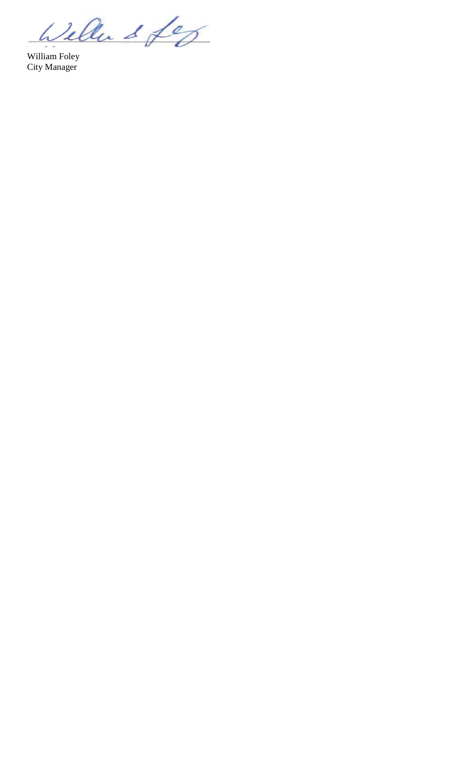William Foley
City Manager